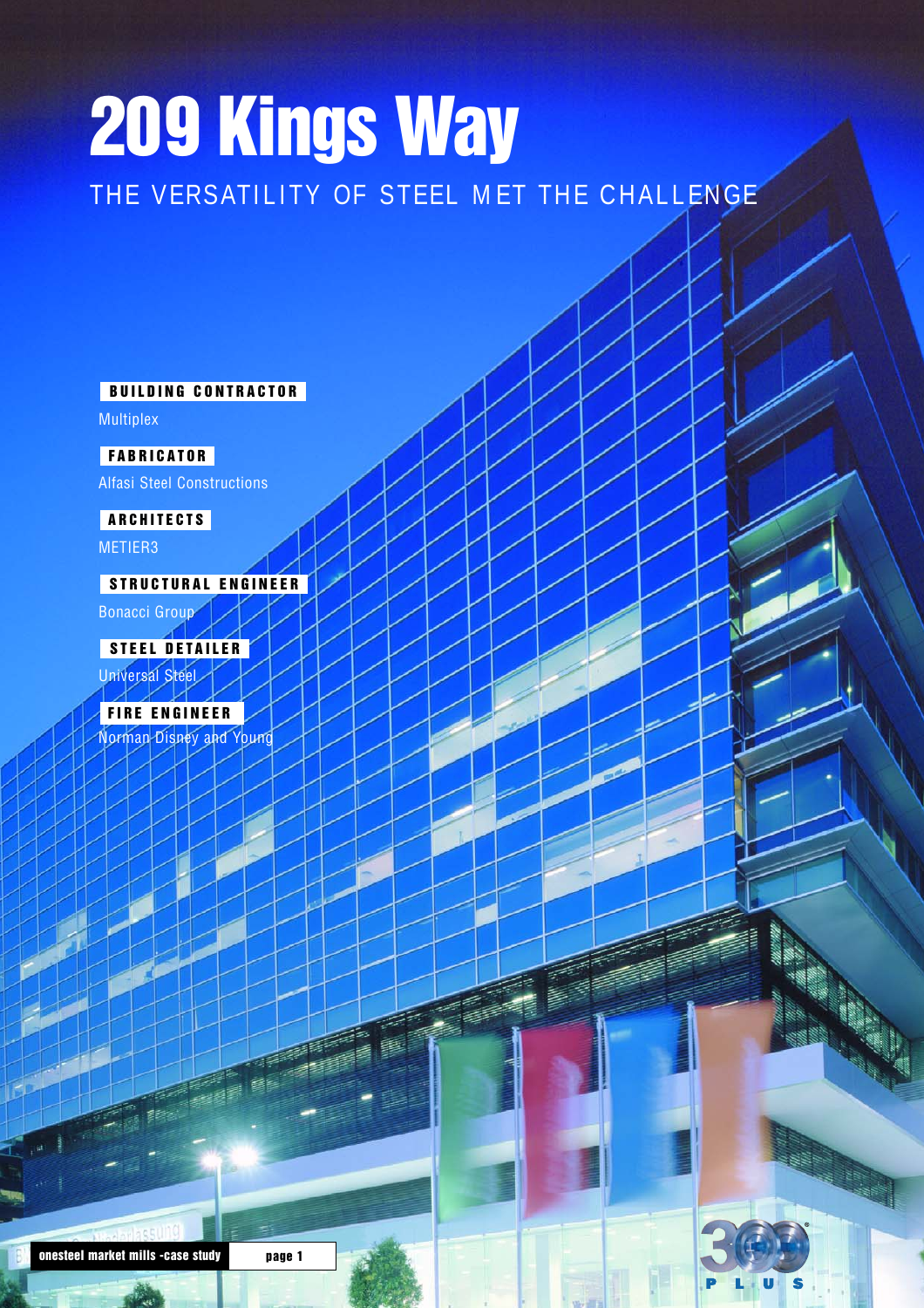# 209 Kings Way

## THE VERSATILITY OF STEEL MET THE CHALLENGE

**BUILDING CONTRACTOR**
Multiplex

**FABRICATOR**
Alfasi Steel Constructions

**ARCHITECTS**
METIER3

**STRUCTURAL ENGINEER**
Bonacci Group

**STEEL DETAILER**
Universal Steel

**FIRE ENGINEER**
Norman Disney and Young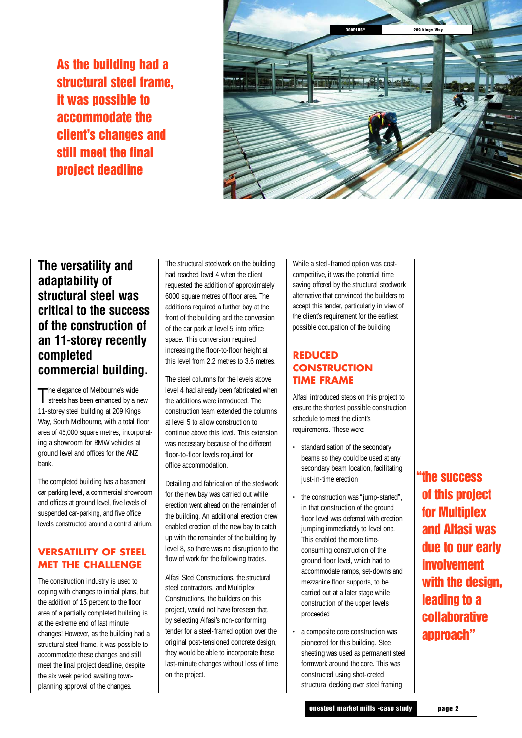As the building had a structural steel frame, it was possible to accommodate the client's changes and still meet the final project deadline

## The versatility and adaptability of structural steel was critical to the success of the construction of an 11-storey recently completed commercial building.

The elegance of Melbourne's wide streets has been enhanced by a new 11-storey steel building at 209 Kings Way, South Melbourne, with a total floor area of 45,000 square metres, incorporating a showroom for BMW vehicles at ground level and offices for the ANZ bank.

The completed building has a basement car parking level, a commercial showroom and offices at ground level, five levels of suspended car-parking, and five office levels constructed around a central atrium.

### VERSATILITY OF STEEL MET THE CHALLENGE

The construction industry is used to coping with changes to initial plans, but the addition of 15 percent to the floor area of a partially completed building is at the extreme end of last minute changes! However, as the building had a structural steel frame, it was possible to accommodate these changes and still meet the final project deadline, despite the six week period awaiting town-planning approval of the changes.

The structural steelwork on the building had reached level 4 when the client requested the addition of approximately 6000 square metres of floor area. The additions required a further bay at the front of the building and the conversion of the car park at level 5 into office space. This conversion required increasing the floor-to-floor height at this level from 2.2 metres to 3.6 metres.

The steel columns for the levels above level 4 had already been fabricated when the additions were introduced. The construction team extended the columns at level 5 to allow construction to continue above this level. This extension was necessary because of the different floor-to-floor levels required for office accommodation.

Detailing and fabrication of the steelwork for the new bay was carried out while erection went ahead on the remainder of the building. An additional erection crew enabled erection of the new bay to catch up with the remainder of the building by level 8, so there was no disruption to the flow of work for the following trades.

Alfasi Steel Constructions, the structural steel contractors, and Multiplex Constructions, the builders on this project, would not have foreseen that, by selecting Alfasi's non-conforming tender for a steel-framed option over the original post-tensioned concrete design, they would be able to incorporate these last-minute changes without loss of time on the project.

While a steel-framed option was cost-competitive, it was the potential time saving offered by the structural steelwork alternative that convinced the builders to accept this tender, particularly in view of the client's requirement for the earliest possible occupation of the building.

### REDUCED CONSTRUCTION TIME FRAME

Alfasi introduced steps on this project to ensure the shortest possible construction schedule to meet the client's requirements. These were:

- standardisation of the secondary beams so they could be used at any secondary beam location, facilitating just-in-time erection
- the construction was "jump-started", in that construction of the ground floor level was deferred with erection jumping immediately to level one. This enabled the more time-consuming construction of the ground floor level, which had to accommodate ramps, set-downs and mezzanine floor supports, to be carried out at a later stage while construction of the upper levels proceeded
- a composite core construction was pioneered for this building. Steel sheeting was used as permanent steel formwork around the core. This was constructed using shot-creted structural decking over steel framing

"the success of this project for Multiplex and Alfasi was due to our early involvement with the design, leading to a collaborative approach"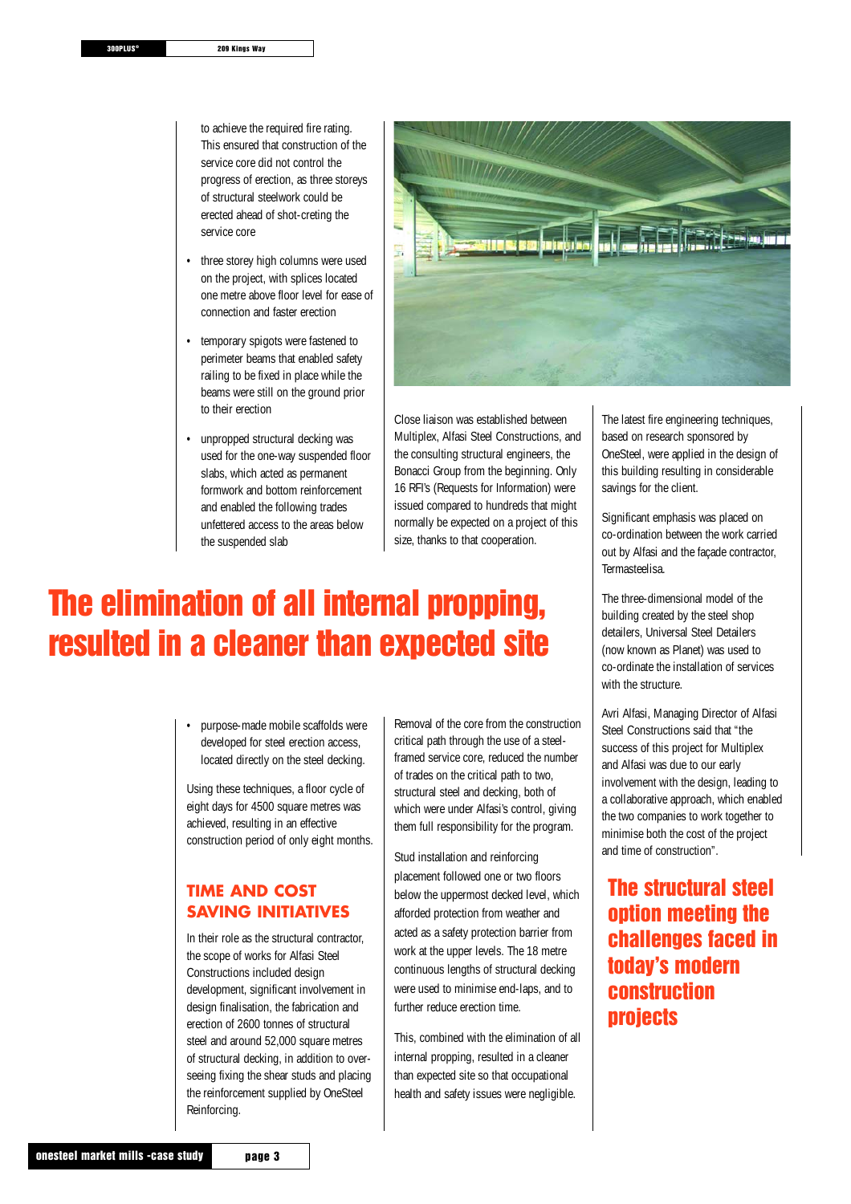to achieve the required fire rating. This ensured that construction of the service core did not control the progress of erection, as three storeys of structural steelwork could be erected ahead of shot-creting the service core

- three storey high columns were used on the project, with splices located one metre above floor level for ease of connection and faster erection
- temporary spigots were fastened to perimeter beams that enabled safety railing to be fixed in place while the beams were still on the ground prior to their erection
- unpropped structural decking was used for the one-way suspended floor slabs, which acted as permanent formwork and bottom reinforcement and enabled the following trades unfettered access to the areas below the suspended slab

Close liaison was established between Multiplex, Alfasi Steel Constructions, and the consulting structural engineers, the Bonacci Group from the beginning. Only 16 RFI's (Requests for Information) were issued compared to hundreds that might normally be expected on a project of this size, thanks to that cooperation.

The latest fire engineering techniques, based on research sponsored by OneSteel, were applied in the design of this building resulting in considerable savings for the client.

Significant emphasis was placed on co-ordination between the work carried out by Alfasi and the façade contractor, Termasteelisa.

The three-dimensional model of the building created by the steel shop detailers, Universal Steel Detailers (now known as Planet) was used to co-ordinate the installation of services with the structure.

Avri Alfasi, Managing Director of Alfasi Steel Constructions said that "the success of this project for Multiplex and Alfasi was due to our early involvement with the design, leading to a collaborative approach, which enabled the two companies to work together to minimise both the cost of the project and time of construction".

# The elimination of all internal propping, resulted in a cleaner than expected site

- purpose-made mobile scaffolds were developed for steel erection access, located directly on the steel decking.

Using these techniques, a floor cycle of eight days for 4500 square metres was achieved, resulting in an effective construction period of only eight months.

## TIME AND COST SAVING INITIATIVES

In their role as the structural contractor, the scope of works for Alfasi Steel Constructions included design development, significant involvement in design finalisation, the fabrication and erection of 2600 tonnes of structural steel and around 52,000 square metres of structural decking, in addition to over-seeing fixing the shear studs and placing the reinforcement supplied by OneSteel Reinforcing.

Removal of the core from the construction critical path through the use of a steel-framed service core, reduced the number of trades on the critical path to two, structural steel and decking, both of which were under Alfasi's control, giving them full responsibility for the program.

Stud installation and reinforcing placement followed one or two floors below the uppermost decked level, which afforded protection from weather and acted as a safety protection barrier from work at the upper levels. The 18 metre continuous lengths of structural decking were used to minimise end-laps, and to further reduce erection time.

This, combined with the elimination of all internal propping, resulted in a cleaner than expected site so that occupational health and safety issues were negligible.

# The structural steel option meeting the challenges faced in today's modern construction projects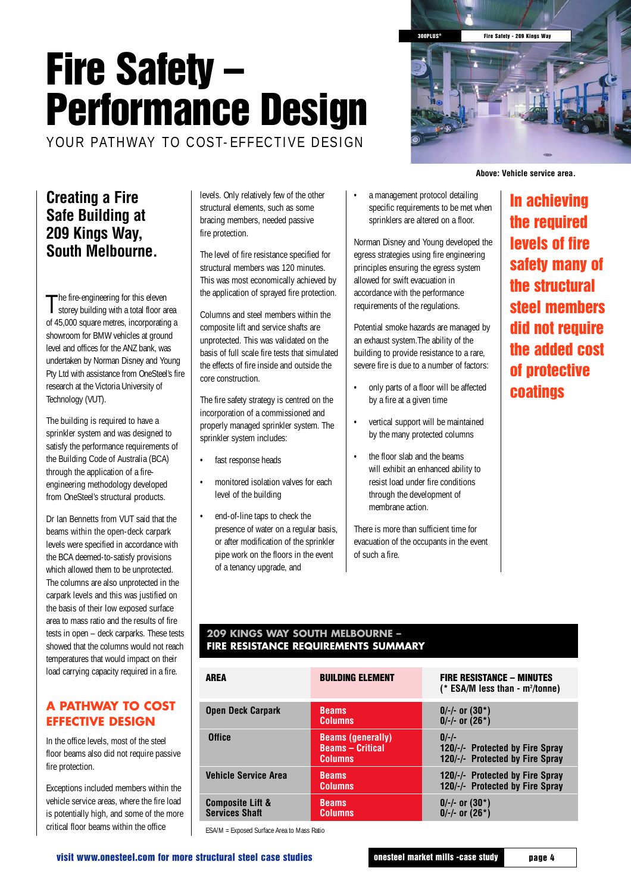# Fire Safety – Performance Design

YOUR PATHWAY TO COST-EFFECTIVE DESIGN

Above: Vehicle service area.

## Creating a Fire Safe Building at 209 Kings Way, South Melbourne.

The fire-engineering for this eleven storey building with a total floor area of 45,000 square metres, incorporating a showroom for BMW vehicles at ground level and offices for the ANZ bank, was undertaken by Norman Disney and Young Pty Ltd with assistance from OneSteel's fire research at the Victoria University of Technology (VUT).

The building is required to have a sprinkler system and was designed to satisfy the performance requirements of the Building Code of Australia (BCA) through the application of a fire-engineering methodology developed from OneSteel's structural products.

Dr Ian Bennetts from VUT said that the beams within the open-deck carpark levels were specified in accordance with the BCA deemed-to-satisfy provisions which allowed them to be unprotected. The columns are also unprotected in the carpark levels and this was justified on the basis of their low exposed surface area to mass ratio and the results of fire tests in open – deck carparks. These tests showed that the columns would not reach temperatures that would impact on their load carrying capacity required in a fire.

## A PATHWAY TO COST EFFECTIVE DESIGN

In the office levels, most of the steel floor beams also did not require passive fire protection.

Exceptions included members within the vehicle service areas, where the fire load is potentially high, and some of the more critical floor beams within the office levels. Only relatively few of the other structural elements, such as some bracing members, needed passive fire protection.

The level of fire resistance specified for structural members was 120 minutes. This was most economically achieved by the application of sprayed fire protection.

Columns and steel members within the composite lift and service shafts are unprotected. This was validated on the basis of full scale fire tests that simulated the effects of fire inside and outside the core construction.

The fire safety strategy is centred on the incorporation of a commissioned and properly managed sprinkler system. The sprinkler system includes:

- fast response heads
- monitored isolation valves for each level of the building
- end-of-line taps to check the presence of water on a regular basis, or after modification of the sprinkler pipe work on the floors in the event of a tenancy upgrade, and
- a management protocol detailing specific requirements to be met when sprinklers are altered on a floor.

Norman Disney and Young developed the egress strategies using fire engineering principles ensuring the egress system allowed for swift evacuation in accordance with the performance requirements of the regulations.

Potential smoke hazards are managed by an exhaust system.The ability of the building to provide resistance to a rare, severe fire is due to a number of factors:

- only parts of a floor will be affected by a fire at a given time
- vertical support will be maintained by the many protected columns
- the floor slab and the beams will exhibit an enhanced ability to resist load under fire conditions through the development of membrane action.

There is more than sufficient time for evacuation of the occupants in the event of such a fire.

**In achieving the required levels of fire safety many of the structural steel members did not require the added cost of protective coatings**

**209 KINGS WAY SOUTH MELBOURNE – FIRE RESISTANCE REQUIREMENTS SUMMARY**

| AREA | BUILDING ELEMENT | FIRE RESISTANCE – MINUTES (* ESA/M less than - m²/tonne) |
|---|---|---|
| Open Deck Carpark | Beams<br>Columns | 0/-/- or (30*)<br>0/-/- or (26*) |
| Office | Beams (generally)<br>Beams – Critical<br>Columns | 0/-/-<br>120/-/- Protected by Fire Spray<br>120/-/- Protected by Fire Spray |
| Vehicle Service Area | Beams<br>Columns | 120/-/- Protected by Fire Spray<br>120/-/- Protected by Fire Spray |
| Composite Lift & Services Shaft | Beams<br>Columns | 0/-/- or (30*)<br>0/-/- or (26*) |

ESA/M = Exposed Surface Area to Mass Ratio

visit www.onesteel.com for more structural steel case studies